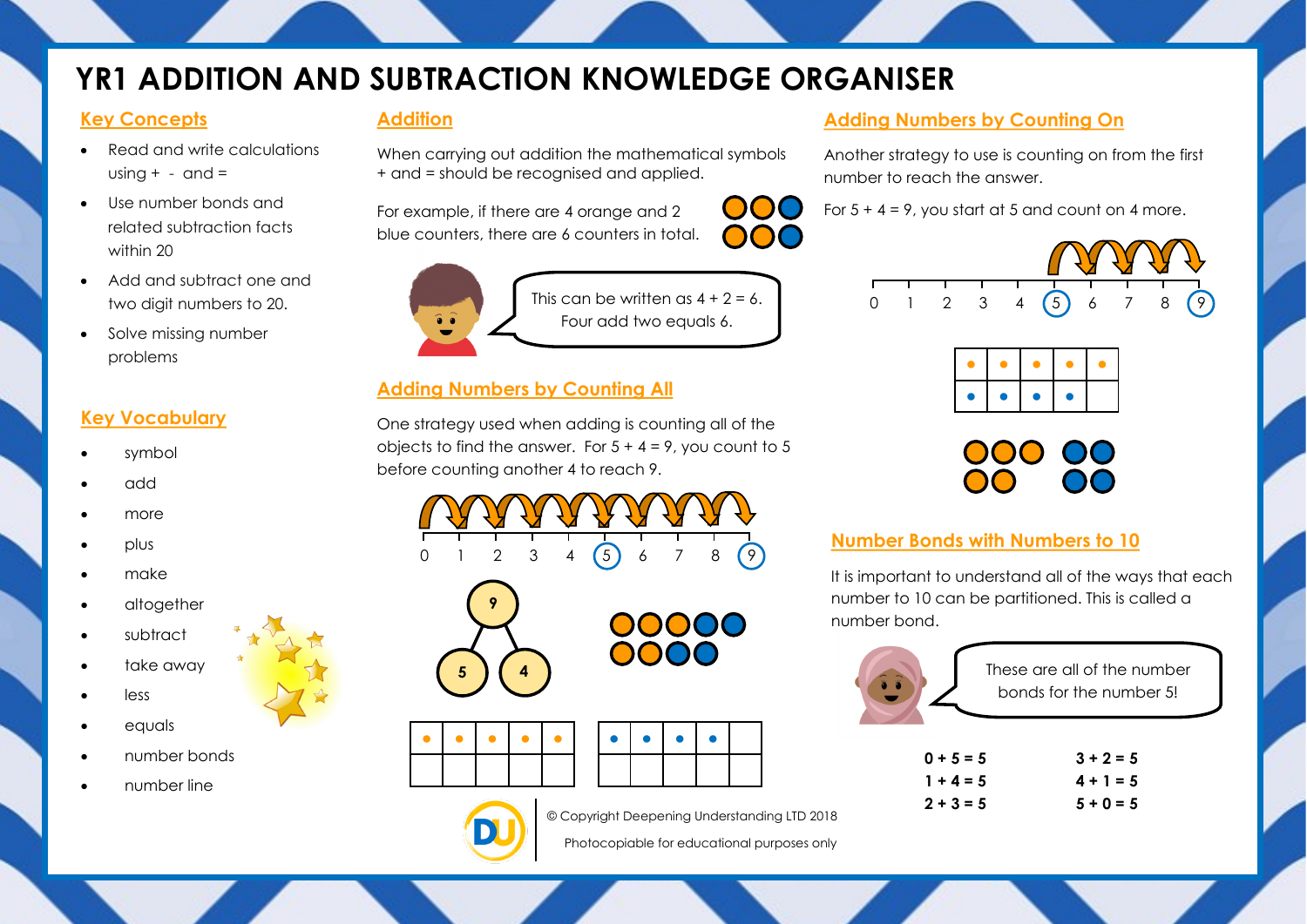# YR1 ADDITION AND SUBTRACTION KNOWLEDGE ORGANISER

## Key Concepts

- Read and write calculations using + - and =
- Use number bonds and related subtraction facts within 20
- Add and subtract one and two digit numbers to 20.
- Solve missing number problems

## Key Vocabulary

- symbol
- add
- more
- plus
- make
- altogether
- subtract
- take away
- less
- equals
- number bonds
- number line

## Addition

When carrying out addition the mathematical symbols + and = should be recognised and applied.

For example, if there are 4 orange and 2 blue counters, there are 6 counters in total.

This can be written as 4 + 2 = 6. Four add two equals 6.

## Adding Numbers by Counting All

One strategy used when adding is counting all of the objects to find the answer. For 5 + 4 = 9, you count to 5 before counting another 4 to reach 9.

0 1 2 3 4 5 6 7 8 9

9

5 4

## Adding Numbers by Counting On

Another strategy to use is counting on from the first number to reach the answer.

For 5 + 4 = 9, you start at 5 and count on 4 more.

0 1 2 3 4 5 6 7 8 9

## Number Bonds with Numbers to 10

It is important to understand all of the ways that each number to 10 can be partitioned. This is called a number bond.

These are all of the number bonds for the number 5!

| | |
|---|---|
| **0 + 5 = 5** | **3 + 2 = 5** |
| **1 + 4 = 5** | **4 + 1 = 5** |
| **2 + 3 = 5** | **5 + 0 = 5** |

© Copyright Deepening Understanding LTD 2018

Photocopiable for educational purposes only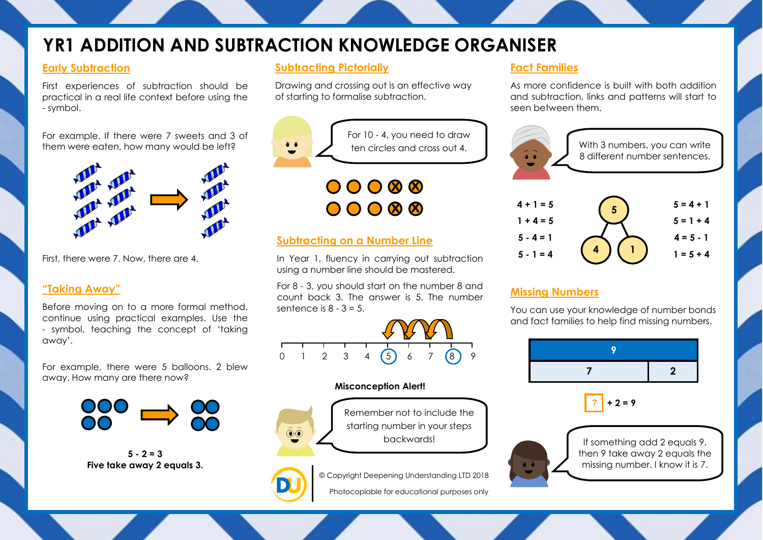# YR1 ADDITION AND SUBTRACTION KNOWLEDGE ORGANISER

## Early Subtraction

First experiences of subtraction should be practical in a real life context before using the - symbol.

For example. If there were 7 sweets and 3 of them were eaten, how many would be left?

First, there were 7. Now, there are 4.

## "Taking Away"

Before moving on to a more formal method, continue using practical examples. Use the - symbol, teaching the concept of 'taking away'.

For example, there were 5 balloons. 2 blew away. How many are there now?

**5 - 2 = 3**
**Five take away 2 equals 3.**

## Subtracting Pictorially

Drawing and crossing out is an effective way of starting to formalise subtraction.

For 10 - 4, you need to draw ten circles and cross out 4.

## Subtracting on a Number Line

In Year 1, fluency in carrying out subtraction using a number line should be mastered.

For 8 - 3, you should start on the number 8 and count back 3. The answer is 5. The number sentence is 8 - 3 = 5.

0 1 2 3 4 5 6 7 8 9

**Misconception Alert!**

Remember not to include the starting number in your steps backwards!

## Fact Families

As more confidence is built with both addition and subtraction, links and patterns will start to seen between them.

With 3 numbers, you can write 8 different number sentences.

| | | |
|---|---|---|
| **4 + 1 = 5** | 5 | **5 = 4 + 1** |
| **1 + 4 = 5** | | **5 = 1 + 4** |
| **5 - 4 = 1** | 4 1 | **4 = 5 - 1** |
| **5 - 1 = 4** | | **1 = 5 + 4** |

## Missing Numbers

You can use your knowledge of number bonds and fact families to help find missing numbers.

| 9 | |
|---|---|
| 7 | 2 |

**? + 2 = 9**

If something add 2 equals 9, then 9 take away 2 equals the missing number. I know it is 7.

© Copyright Deepening Understanding LTD 2018

Photocopiable for educational purposes only